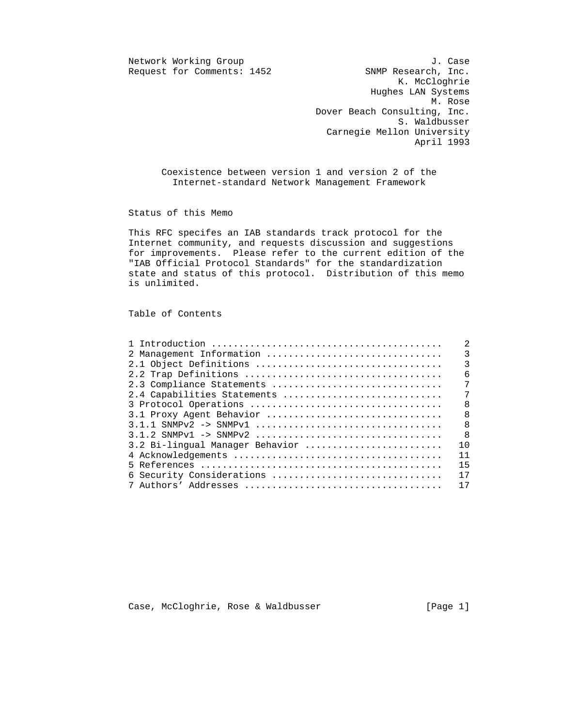Network Working Group J. Case
Request for Comments: 1452 SNMP Research, Inc.
K. McCloghrie
Hughes LAN Systems
M. Rose
Dover Beach Consulting, Inc.
S. Waldbusser
Carnegie Mellon University
April 1993

# Coexistence between version 1 and version 2 of the Internet-standard Network Management Framework

## Status of this Memo

This RFC specifes an IAB standards track protocol for the Internet community, and requests discussion and suggestions for improvements. Please refer to the current edition of the "IAB Official Protocol Standards" for the standardization state and status of this protocol. Distribution of this memo is unlimited.

## Table of Contents

| Section | Page |
|---|---|
| 1 Introduction | 2 |
| 2 Management Information | 3 |
| 2.1 Object Definitions | 3 |
| 2.2 Trap Definitions | 6 |
| 2.3 Compliance Statements | 7 |
| 2.4 Capabilities Statements | 7 |
| 3 Protocol Operations | 8 |
| 3.1 Proxy Agent Behavior | 8 |
| 3.1.1 SNMPv2 -> SNMPv1 | 8 |
| 3.1.2 SNMPv1 -> SNMPv2 | 8 |
| 3.2 Bi-lingual Manager Behavior | 10 |
| 4 Acknowledgements | 11 |
| 5 References | 15 |
| 6 Security Considerations | 17 |
| 7 Authors' Addresses | 17 |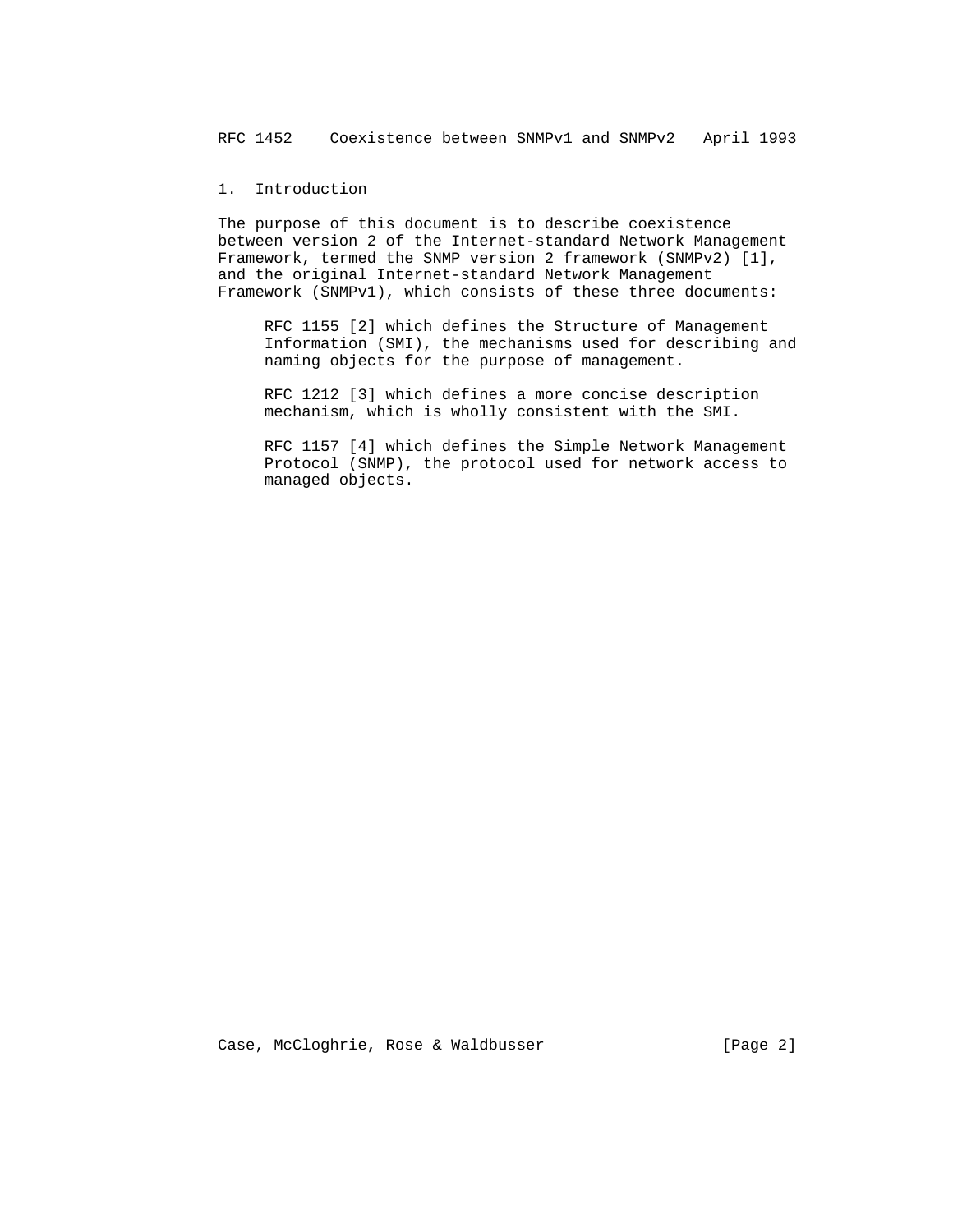## 1. Introduction

The purpose of this document is to describe coexistence between version 2 of the Internet-standard Network Management Framework, termed the SNMP version 2 framework (SNMPv2) [1], and the original Internet-standard Network Management Framework (SNMPv1), which consists of these three documents:

RFC 1155 [2] which defines the Structure of Management Information (SMI), the mechanisms used for describing and naming objects for the purpose of management.

RFC 1212 [3] which defines a more concise description mechanism, which is wholly consistent with the SMI.

RFC 1157 [4] which defines the Simple Network Management Protocol (SNMP), the protocol used for network access to managed objects.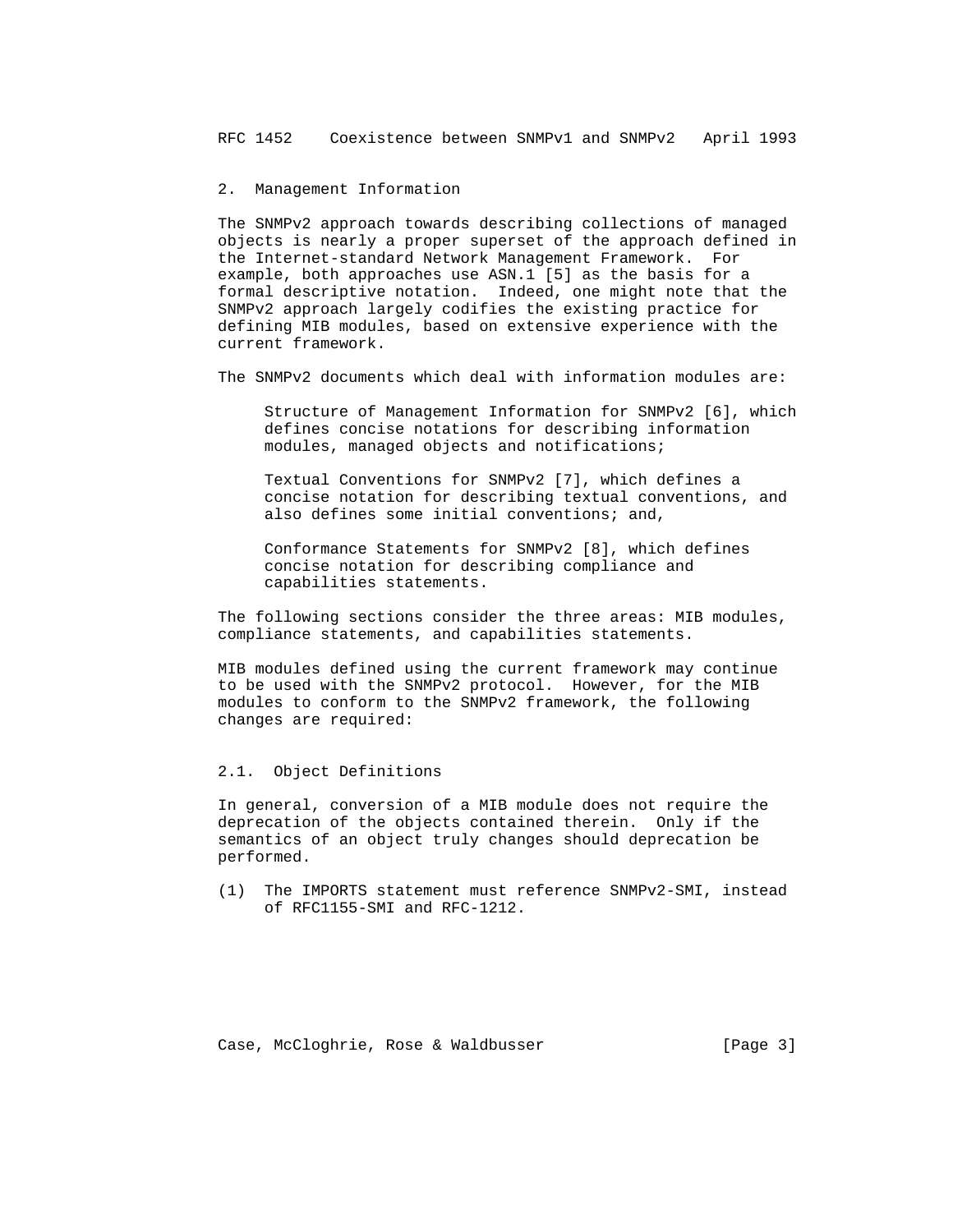## 2. Management Information

The SNMPv2 approach towards describing collections of managed objects is nearly a proper superset of the approach defined in the Internet-standard Network Management Framework. For example, both approaches use ASN.1 [5] as the basis for a formal descriptive notation. Indeed, one might note that the SNMPv2 approach largely codifies the existing practice for defining MIB modules, based on extensive experience with the current framework.

The SNMPv2 documents which deal with information modules are:

> Structure of Management Information for SNMPv2 [6], which defines concise notations for describing information modules, managed objects and notifications;
>
> Textual Conventions for SNMPv2 [7], which defines a concise notation for describing textual conventions, and also defines some initial conventions; and,
>
> Conformance Statements for SNMPv2 [8], which defines concise notation for describing compliance and capabilities statements.

The following sections consider the three areas: MIB modules, compliance statements, and capabilities statements.

MIB modules defined using the current framework may continue to be used with the SNMPv2 protocol. However, for the MIB modules to conform to the SNMPv2 framework, the following changes are required:

### 2.1. Object Definitions

In general, conversion of a MIB module does not require the deprecation of the objects contained therein. Only if the semantics of an object truly changes should deprecation be performed.

(1) The IMPORTS statement must reference SNMPv2-SMI, instead of RFC1155-SMI and RFC-1212.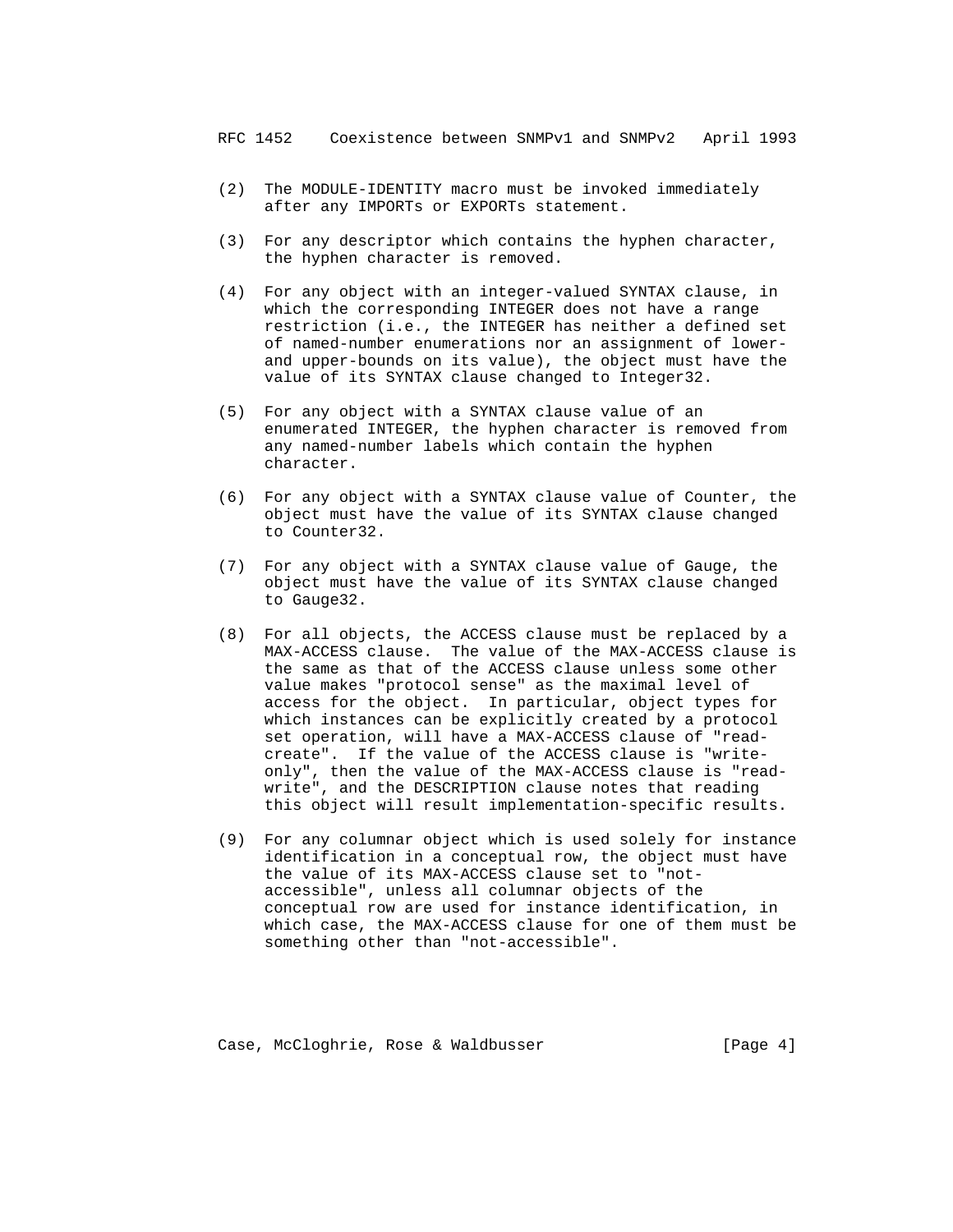(2) The MODULE-IDENTITY macro must be invoked immediately after any IMPORTs or EXPORTs statement.

(3) For any descriptor which contains the hyphen character, the hyphen character is removed.

(4) For any object with an integer-valued SYNTAX clause, in which the corresponding INTEGER does not have a range restriction (i.e., the INTEGER has neither a defined set of named-number enumerations nor an assignment of lower- and upper-bounds on its value), the object must have the value of its SYNTAX clause changed to Integer32.

(5) For any object with a SYNTAX clause value of an enumerated INTEGER, the hyphen character is removed from any named-number labels which contain the hyphen character.

(6) For any object with a SYNTAX clause value of Counter, the object must have the value of its SYNTAX clause changed to Counter32.

(7) For any object with a SYNTAX clause value of Gauge, the object must have the value of its SYNTAX clause changed to Gauge32.

(8) For all objects, the ACCESS clause must be replaced by a MAX-ACCESS clause. The value of the MAX-ACCESS clause is the same as that of the ACCESS clause unless some other value makes "protocol sense" as the maximal level of access for the object. In particular, object types for which instances can be explicitly created by a protocol set operation, will have a MAX-ACCESS clause of "read-create". If the value of the ACCESS clause is "write-only", then the value of the MAX-ACCESS clause is "read-write", and the DESCRIPTION clause notes that reading this object will result implementation-specific results.

(9) For any columnar object which is used solely for instance identification in a conceptual row, the object must have the value of its MAX-ACCESS clause set to "not-accessible", unless all columnar objects of the conceptual row are used for instance identification, in which case, the MAX-ACCESS clause for one of them must be something other than "not-accessible".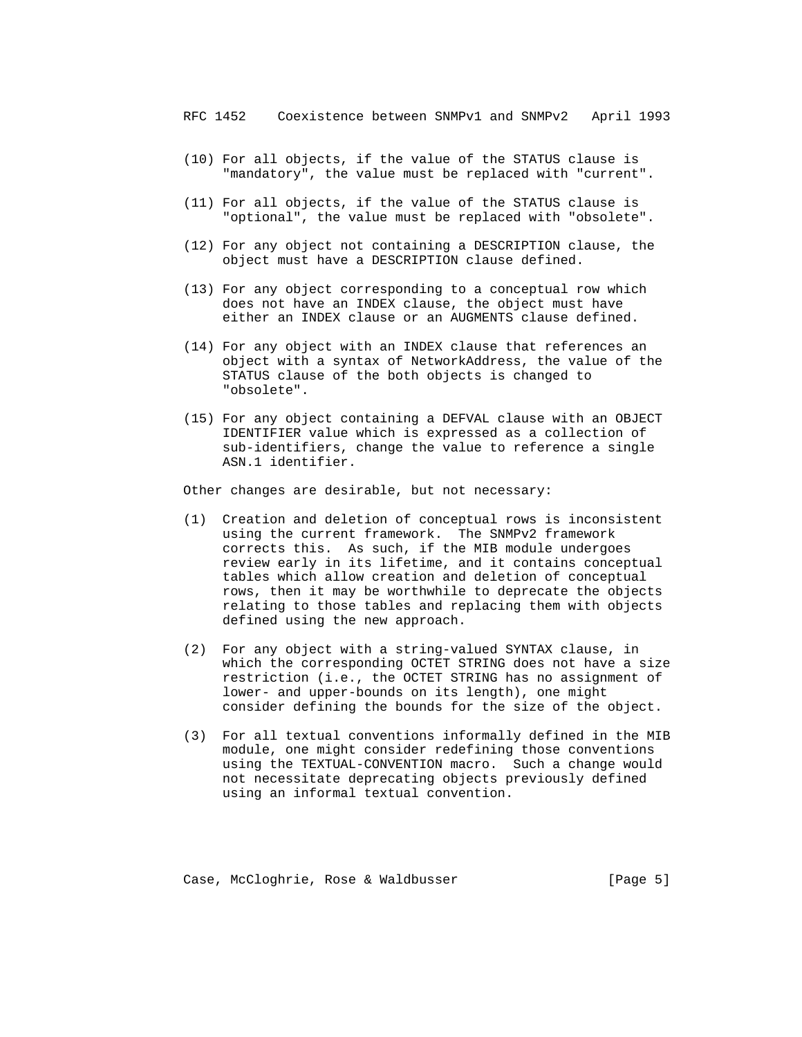(10) For all objects, if the value of the STATUS clause is "mandatory", the value must be replaced with "current".

(11) For all objects, if the value of the STATUS clause is "optional", the value must be replaced with "obsolete".

(12) For any object not containing a DESCRIPTION clause, the object must have a DESCRIPTION clause defined.

(13) For any object corresponding to a conceptual row which does not have an INDEX clause, the object must have either an INDEX clause or an AUGMENTS clause defined.

(14) For any object with an INDEX clause that references an object with a syntax of NetworkAddress, the value of the STATUS clause of the both objects is changed to "obsolete".

(15) For any object containing a DEFVAL clause with an OBJECT IDENTIFIER value which is expressed as a collection of sub-identifiers, change the value to reference a single ASN.1 identifier.

Other changes are desirable, but not necessary:

(1) Creation and deletion of conceptual rows is inconsistent using the current framework. The SNMPv2 framework corrects this. As such, if the MIB module undergoes review early in its lifetime, and it contains conceptual tables which allow creation and deletion of conceptual rows, then it may be worthwhile to deprecate the objects relating to those tables and replacing them with objects defined using the new approach.

(2) For any object with a string-valued SYNTAX clause, in which the corresponding OCTET STRING does not have a size restriction (i.e., the OCTET STRING has no assignment of lower- and upper-bounds on its length), one might consider defining the bounds for the size of the object.

(3) For all textual conventions informally defined in the MIB module, one might consider redefining those conventions using the TEXTUAL-CONVENTION macro. Such a change would not necessitate deprecating objects previously defined using an informal textual convention.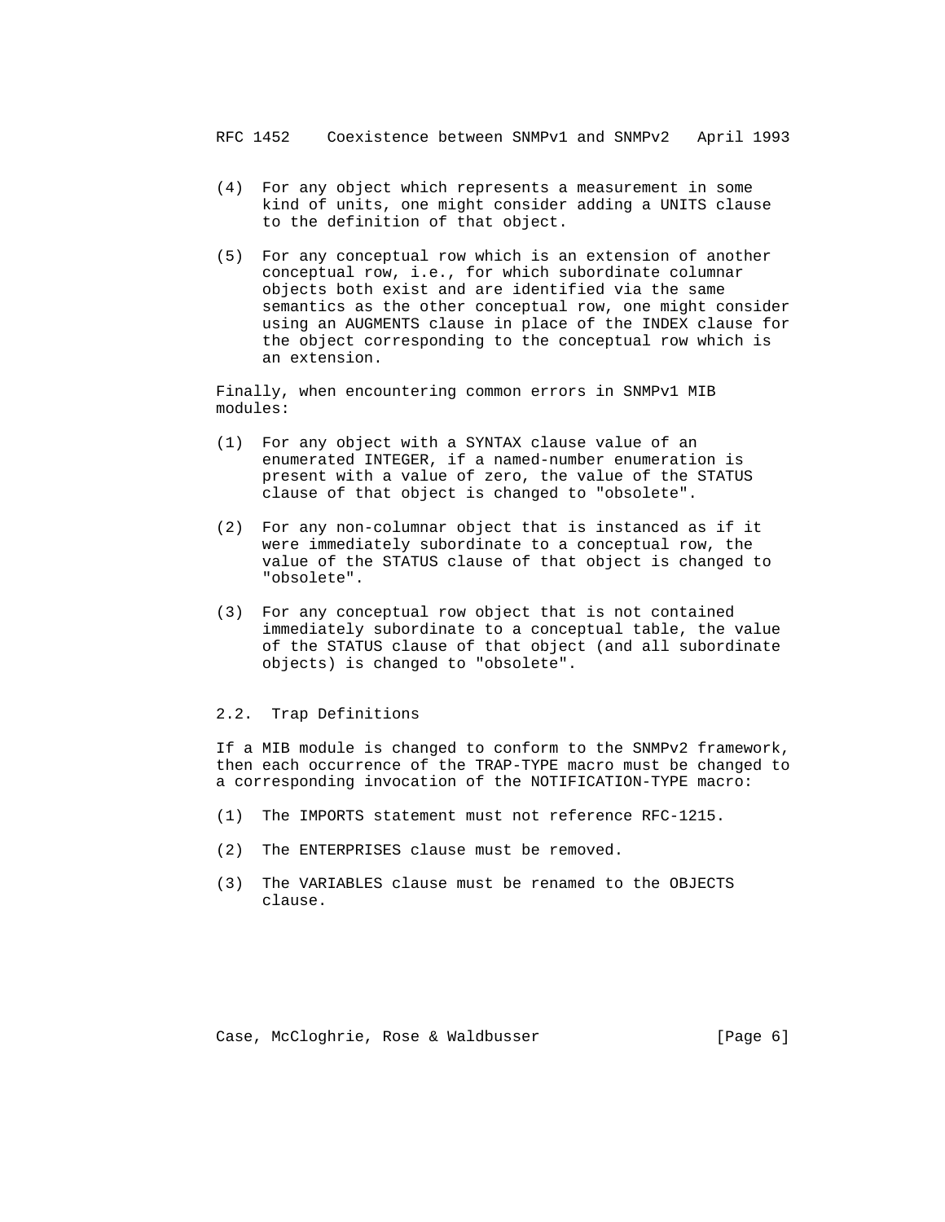(4) For any object which represents a measurement in some kind of units, one might consider adding a UNITS clause to the definition of that object.

(5) For any conceptual row which is an extension of another conceptual row, i.e., for which subordinate columnar objects both exist and are identified via the same semantics as the other conceptual row, one might consider using an AUGMENTS clause in place of the INDEX clause for the object corresponding to the conceptual row which is an extension.

Finally, when encountering common errors in SNMPv1 MIB modules:

(1) For any object with a SYNTAX clause value of an enumerated INTEGER, if a named-number enumeration is present with a value of zero, the value of the STATUS clause of that object is changed to "obsolete".

(2) For any non-columnar object that is instanced as if it were immediately subordinate to a conceptual row, the value of the STATUS clause of that object is changed to "obsolete".

(3) For any conceptual row object that is not contained immediately subordinate to a conceptual table, the value of the STATUS clause of that object (and all subordinate objects) is changed to "obsolete".

## 2.2. Trap Definitions

If a MIB module is changed to conform to the SNMPv2 framework, then each occurrence of the TRAP-TYPE macro must be changed to a corresponding invocation of the NOTIFICATION-TYPE macro:

(1) The IMPORTS statement must not reference RFC-1215.

(2) The ENTERPRISES clause must be removed.

(3) The VARIABLES clause must be renamed to the OBJECTS clause.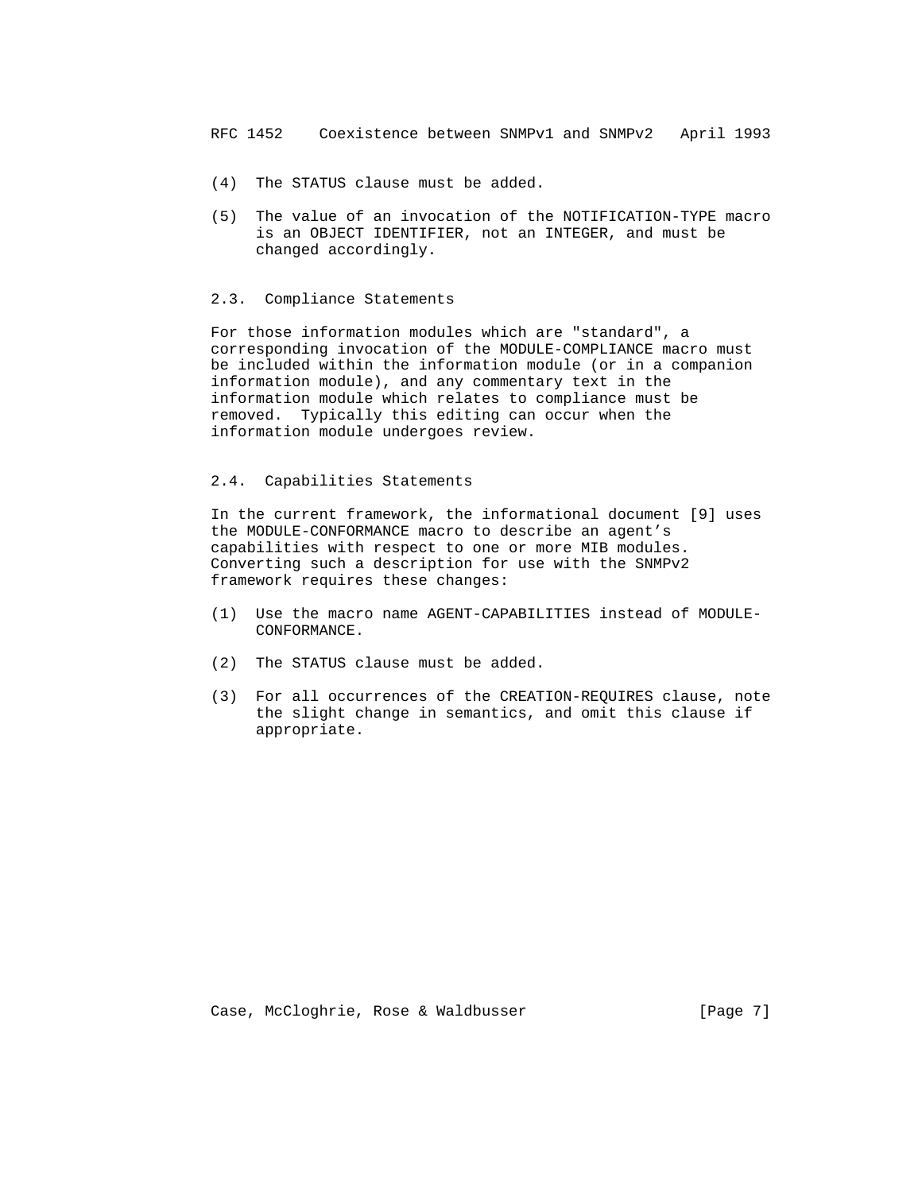(4)  The STATUS clause must be added.

(5)  The value of an invocation of the NOTIFICATION-TYPE macro is an OBJECT IDENTIFIER, not an INTEGER, and must be changed accordingly.

### 2.3. Compliance Statements

For those information modules which are "standard", a corresponding invocation of the MODULE-COMPLIANCE macro must be included within the information module (or in a companion information module), and any commentary text in the information module which relates to compliance must be removed. Typically this editing can occur when the information module undergoes review.

### 2.4. Capabilities Statements

In the current framework, the informational document [9] uses the MODULE-CONFORMANCE macro to describe an agent's capabilities with respect to one or more MIB modules. Converting such a description for use with the SNMPv2 framework requires these changes:

(1)  Use the macro name AGENT-CAPABILITIES instead of MODULE-CONFORMANCE.

(2)  The STATUS clause must be added.

(3)  For all occurrences of the CREATION-REQUIRES clause, note the slight change in semantics, and omit this clause if appropriate.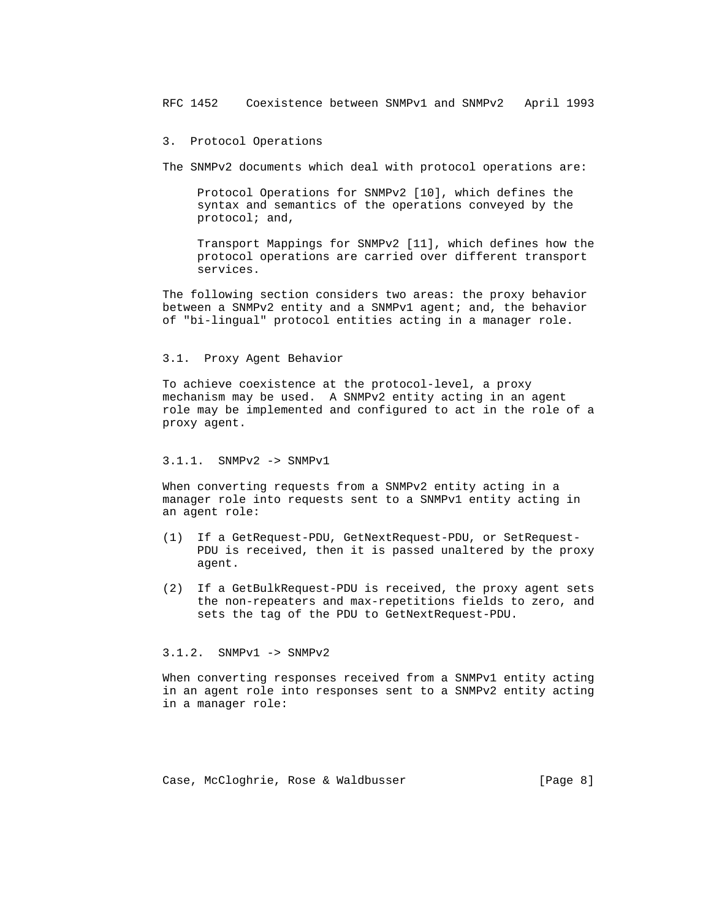## 3. Protocol Operations

The SNMPv2 documents which deal with protocol operations are:

Protocol Operations for SNMPv2 [10], which defines the syntax and semantics of the operations conveyed by the protocol; and,

Transport Mappings for SNMPv2 [11], which defines how the protocol operations are carried over different transport services.

The following section considers two areas: the proxy behavior between a SNMPv2 entity and a SNMPv1 agent; and, the behavior of "bi-lingual" protocol entities acting in a manager role.

### 3.1. Proxy Agent Behavior

To achieve coexistence at the protocol-level, a proxy mechanism may be used. A SNMPv2 entity acting in an agent role may be implemented and configured to act in the role of a proxy agent.

#### 3.1.1. SNMPv2 -> SNMPv1

When converting requests from a SNMPv2 entity acting in a manager role into requests sent to a SNMPv1 entity acting in an agent role:

(1) If a GetRequest-PDU, GetNextRequest-PDU, or SetRequest-PDU is received, then it is passed unaltered by the proxy agent.

(2) If a GetBulkRequest-PDU is received, the proxy agent sets the non-repeaters and max-repetitions fields to zero, and sets the tag of the PDU to GetNextRequest-PDU.

#### 3.1.2. SNMPv1 -> SNMPv2

When converting responses received from a SNMPv1 entity acting in an agent role into responses sent to a SNMPv2 entity acting in a manager role: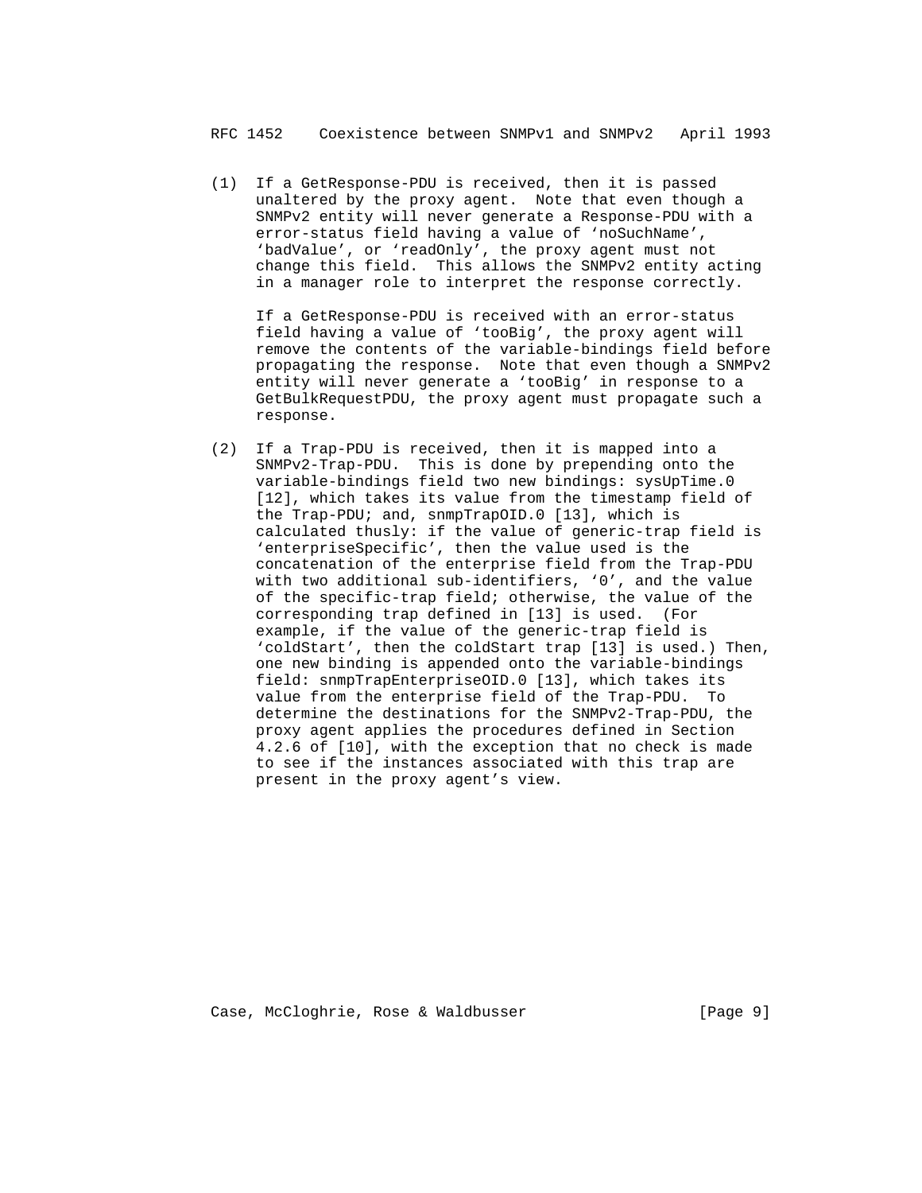(1) If a GetResponse-PDU is received, then it is passed unaltered by the proxy agent. Note that even though a SNMPv2 entity will never generate a Response-PDU with a error-status field having a value of 'noSuchName', 'badValue', or 'readOnly', the proxy agent must not change this field. This allows the SNMPv2 entity acting in a manager role to interpret the response correctly.

    If a GetResponse-PDU is received with an error-status field having a value of 'tooBig', the proxy agent will remove the contents of the variable-bindings field before propagating the response. Note that even though a SNMPv2 entity will never generate a 'tooBig' in response to a GetBulkRequestPDU, the proxy agent must propagate such a response.

(2) If a Trap-PDU is received, then it is mapped into a SNMPv2-Trap-PDU. This is done by prepending onto the variable-bindings field two new bindings: sysUpTime.0 [12], which takes its value from the timestamp field of the Trap-PDU; and, snmpTrapOID.0 [13], which is calculated thusly: if the value of generic-trap field is 'enterpriseSpecific', then the value used is the concatenation of the enterprise field from the Trap-PDU with two additional sub-identifiers, '0', and the value of the specific-trap field; otherwise, the value of the corresponding trap defined in [13] is used. (For example, if the value of the generic-trap field is 'coldStart', then the coldStart trap [13] is used.) Then, one new binding is appended onto the variable-bindings field: snmpTrapEnterpriseOID.0 [13], which takes its value from the enterprise field of the Trap-PDU. To determine the destinations for the SNMPv2-Trap-PDU, the proxy agent applies the procedures defined in Section 4.2.6 of [10], with the exception that no check is made to see if the instances associated with this trap are present in the proxy agent's view.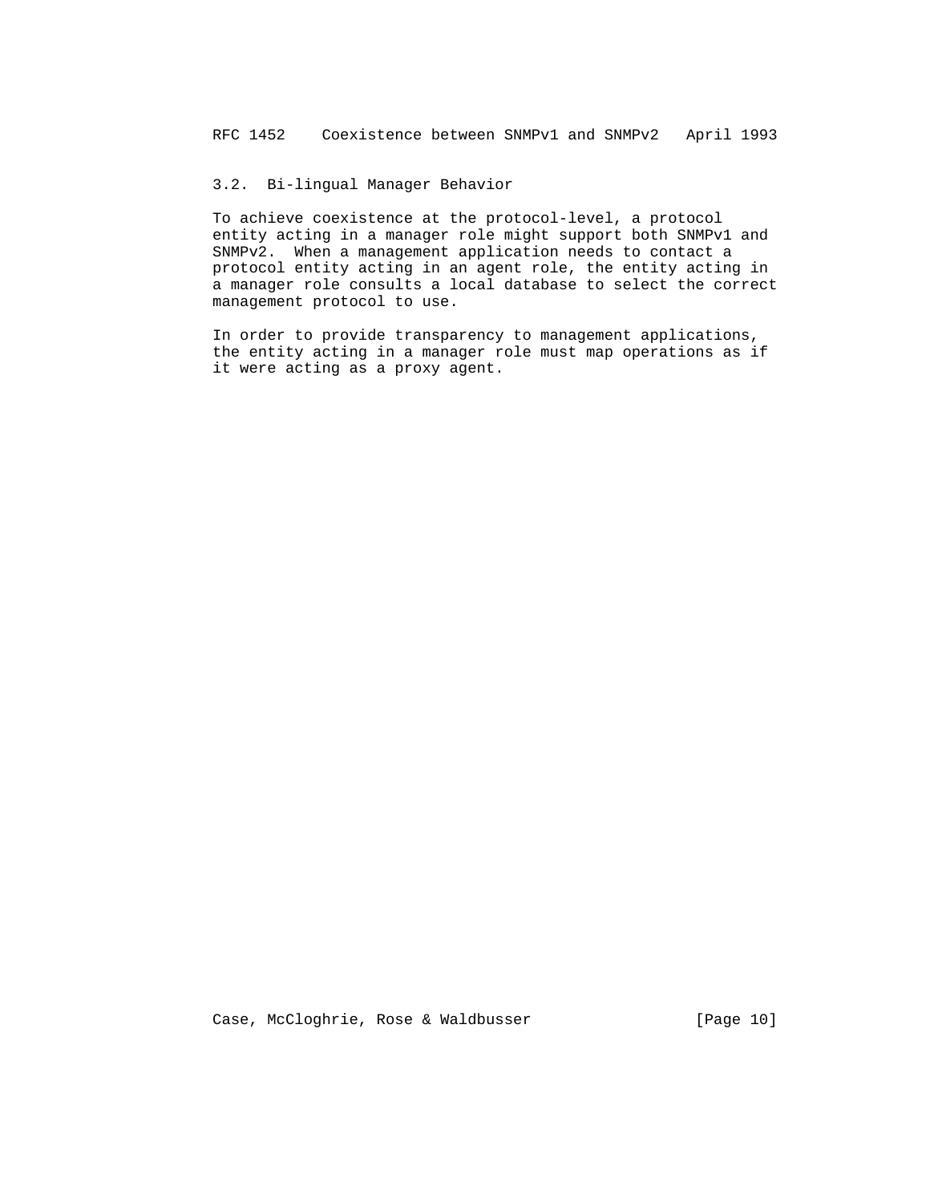### 3.2. Bi-lingual Manager Behavior

To achieve coexistence at the protocol-level, a protocol entity acting in a manager role might support both SNMPv1 and SNMPv2. When a management application needs to contact a protocol entity acting in an agent role, the entity acting in a manager role consults a local database to select the correct management protocol to use.

In order to provide transparency to management applications, the entity acting in a manager role must map operations as if it were acting as a proxy agent.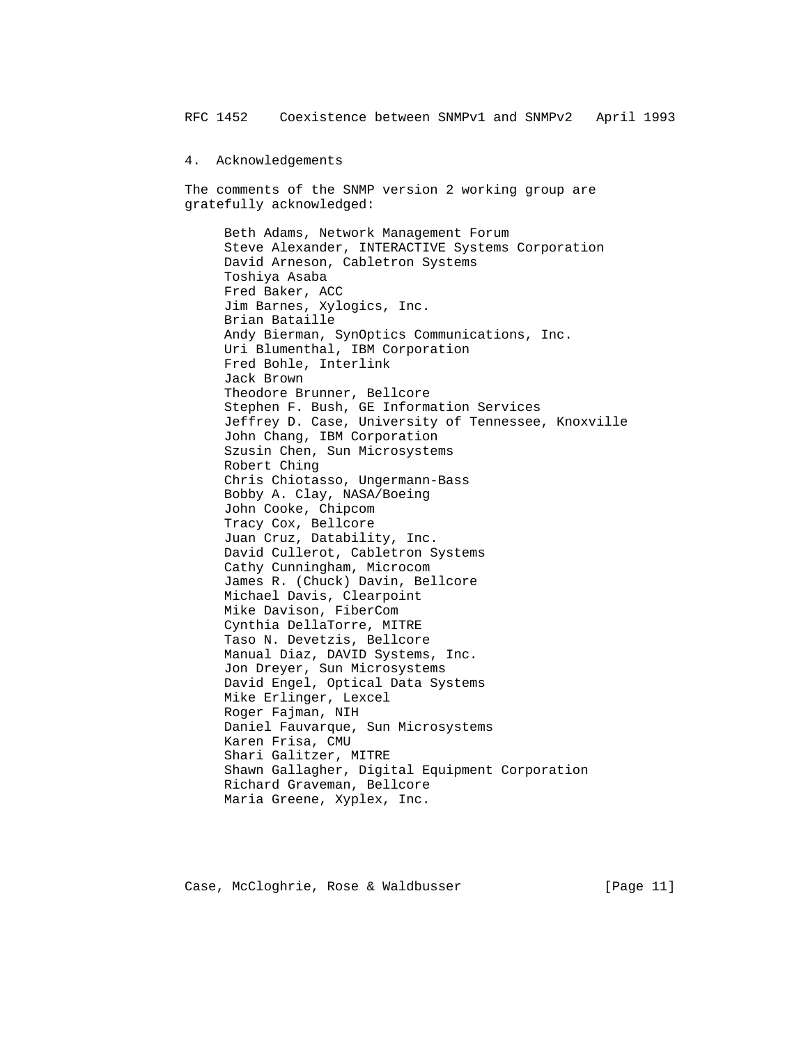## 4. Acknowledgements

The comments of the SNMP version 2 working group are gratefully acknowledged:

Beth Adams, Network Management Forum
Steve Alexander, INTERACTIVE Systems Corporation
David Arneson, Cabletron Systems
Toshiya Asaba
Fred Baker, ACC
Jim Barnes, Xylogics, Inc.
Brian Bataille
Andy Bierman, SynOptics Communications, Inc.
Uri Blumenthal, IBM Corporation
Fred Bohle, Interlink
Jack Brown
Theodore Brunner, Bellcore
Stephen F. Bush, GE Information Services
Jeffrey D. Case, University of Tennessee, Knoxville
John Chang, IBM Corporation
Szusin Chen, Sun Microsystems
Robert Ching
Chris Chiotasso, Ungermann-Bass
Bobby A. Clay, NASA/Boeing
John Cooke, Chipcom
Tracy Cox, Bellcore
Juan Cruz, Datability, Inc.
David Cullerot, Cabletron Systems
Cathy Cunningham, Microcom
James R. (Chuck) Davin, Bellcore
Michael Davis, Clearpoint
Mike Davison, FiberCom
Cynthia DellaTorre, MITRE
Taso N. Devetzis, Bellcore
Manual Diaz, DAVID Systems, Inc.
Jon Dreyer, Sun Microsystems
David Engel, Optical Data Systems
Mike Erlinger, Lexcel
Roger Fajman, NIH
Daniel Fauvarque, Sun Microsystems
Karen Frisa, CMU
Shari Galitzer, MITRE
Shawn Gallagher, Digital Equipment Corporation
Richard Graveman, Bellcore
Maria Greene, Xyplex, Inc.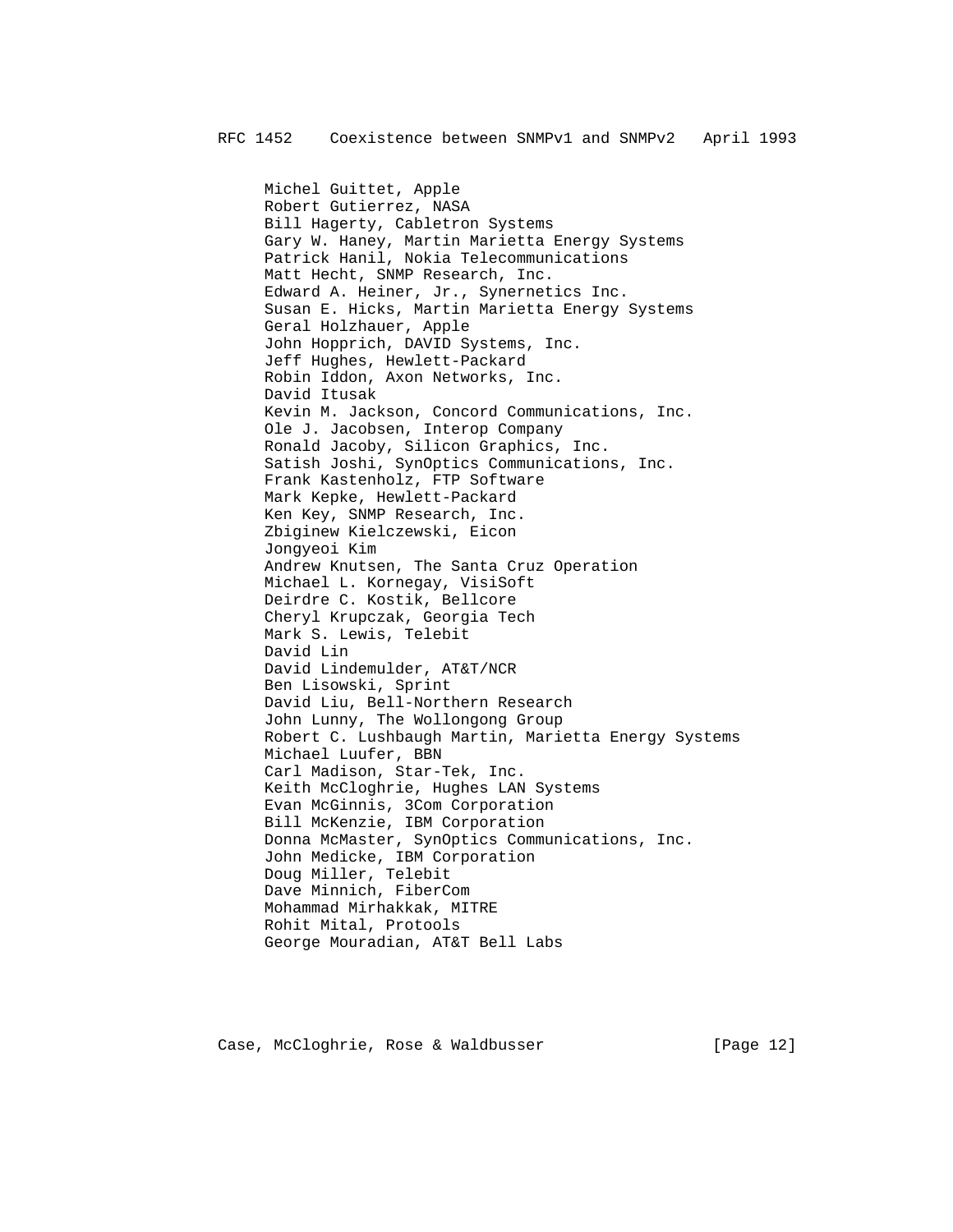Michel Guittet, Apple
Robert Gutierrez, NASA
Bill Hagerty, Cabletron Systems
Gary W. Haney, Martin Marietta Energy Systems
Patrick Hanil, Nokia Telecommunications
Matt Hecht, SNMP Research, Inc.
Edward A. Heiner, Jr., Synernetics Inc.
Susan E. Hicks, Martin Marietta Energy Systems
Geral Holzhauer, Apple
John Hopprich, DAVID Systems, Inc.
Jeff Hughes, Hewlett-Packard
Robin Iddon, Axon Networks, Inc.
David Itusak
Kevin M. Jackson, Concord Communications, Inc.
Ole J. Jacobsen, Interop Company
Ronald Jacoby, Silicon Graphics, Inc.
Satish Joshi, SynOptics Communications, Inc.
Frank Kastenholz, FTP Software
Mark Kepke, Hewlett-Packard
Ken Key, SNMP Research, Inc.
Zbiginew Kielczewski, Eicon
Jongyeoi Kim
Andrew Knutsen, The Santa Cruz Operation
Michael L. Kornegay, VisiSoft
Deirdre C. Kostik, Bellcore
Cheryl Krupczak, Georgia Tech
Mark S. Lewis, Telebit
David Lin
David Lindemulder, AT&T/NCR
Ben Lisowski, Sprint
David Liu, Bell-Northern Research
John Lunny, The Wollongong Group
Robert C. Lushbaugh Martin, Marietta Energy Systems
Michael Luufer, BBN
Carl Madison, Star-Tek, Inc.
Keith McCloghrie, Hughes LAN Systems
Evan McGinnis, 3Com Corporation
Bill McKenzie, IBM Corporation
Donna McMaster, SynOptics Communications, Inc.
John Medicke, IBM Corporation
Doug Miller, Telebit
Dave Minnich, FiberCom
Mohammad Mirhakkak, MITRE
Rohit Mital, Protools
George Mouradian, AT&T Bell Labs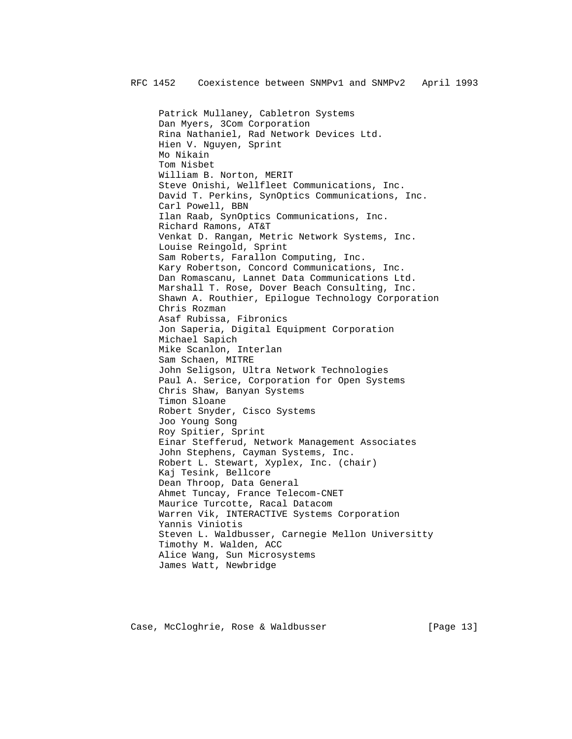Patrick Mullaney, Cabletron Systems
Dan Myers, 3Com Corporation
Rina Nathaniel, Rad Network Devices Ltd.
Hien V. Nguyen, Sprint
Mo Nikain
Tom Nisbet
William B. Norton, MERIT
Steve Onishi, Wellfleet Communications, Inc.
David T. Perkins, SynOptics Communications, Inc.
Carl Powell, BBN
Ilan Raab, SynOptics Communications, Inc.
Richard Ramons, AT&T
Venkat D. Rangan, Metric Network Systems, Inc.
Louise Reingold, Sprint
Sam Roberts, Farallon Computing, Inc.
Kary Robertson, Concord Communications, Inc.
Dan Romascanu, Lannet Data Communications Ltd.
Marshall T. Rose, Dover Beach Consulting, Inc.
Shawn A. Routhier, Epilogue Technology Corporation
Chris Rozman
Asaf Rubissa, Fibronics
Jon Saperia, Digital Equipment Corporation
Michael Sapich
Mike Scanlon, Interlan
Sam Schaen, MITRE
John Seligson, Ultra Network Technologies
Paul A. Serice, Corporation for Open Systems
Chris Shaw, Banyan Systems
Timon Sloane
Robert Snyder, Cisco Systems
Joo Young Song
Roy Spitier, Sprint
Einar Stefferud, Network Management Associates
John Stephens, Cayman Systems, Inc.
Robert L. Stewart, Xyplex, Inc. (chair)
Kaj Tesink, Bellcore
Dean Throop, Data General
Ahmet Tuncay, France Telecom-CNET
Maurice Turcotte, Racal Datacom
Warren Vik, INTERACTIVE Systems Corporation
Yannis Viniotis
Steven L. Waldbusser, Carnegie Mellon Universitty
Timothy M. Walden, ACC
Alice Wang, Sun Microsystems
James Watt, Newbridge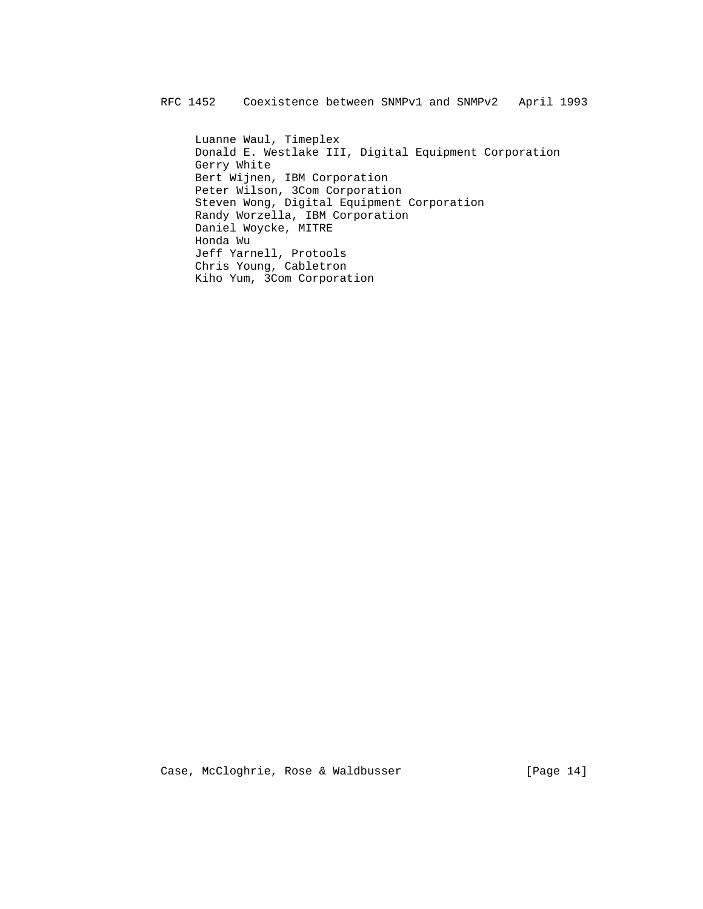Luanne Waul, Timeplex
Donald E. Westlake III, Digital Equipment Corporation
Gerry White
Bert Wijnen, IBM Corporation
Peter Wilson, 3Com Corporation
Steven Wong, Digital Equipment Corporation
Randy Worzella, IBM Corporation
Daniel Woycke, MITRE
Honda Wu
Jeff Yarnell, Protools
Chris Young, Cabletron
Kiho Yum, 3Com Corporation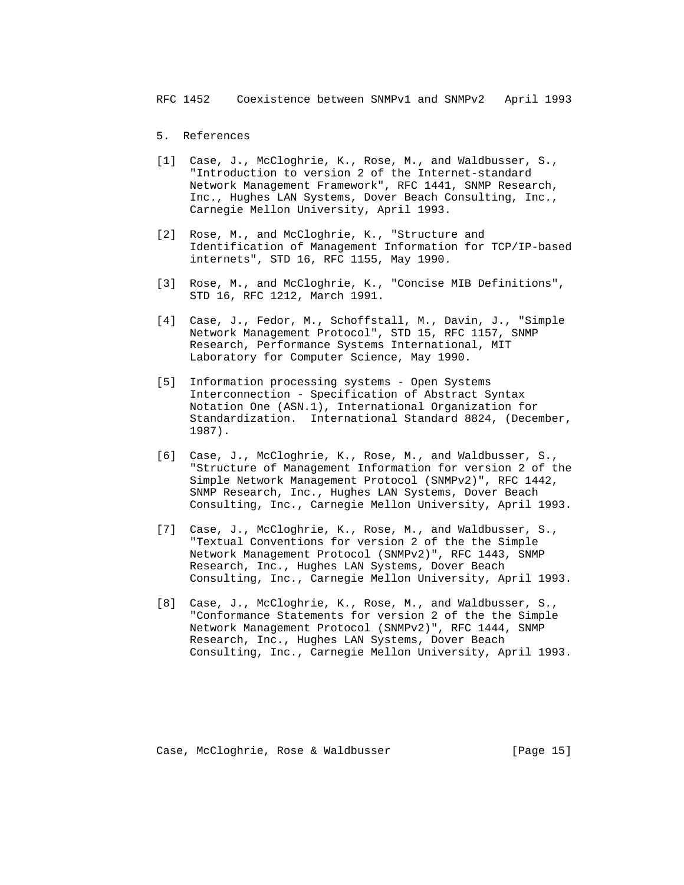## 5. References

[1] Case, J., McCloghrie, K., Rose, M., and Waldbusser, S., "Introduction to version 2 of the Internet-standard Network Management Framework", RFC 1441, SNMP Research, Inc., Hughes LAN Systems, Dover Beach Consulting, Inc., Carnegie Mellon University, April 1993.

[2] Rose, M., and McCloghrie, K., "Structure and Identification of Management Information for TCP/IP-based internets", STD 16, RFC 1155, May 1990.

[3] Rose, M., and McCloghrie, K., "Concise MIB Definitions", STD 16, RFC 1212, March 1991.

[4] Case, J., Fedor, M., Schoffstall, M., Davin, J., "Simple Network Management Protocol", STD 15, RFC 1157, SNMP Research, Performance Systems International, MIT Laboratory for Computer Science, May 1990.

[5] Information processing systems - Open Systems Interconnection - Specification of Abstract Syntax Notation One (ASN.1), International Organization for Standardization. International Standard 8824, (December, 1987).

[6] Case, J., McCloghrie, K., Rose, M., and Waldbusser, S., "Structure of Management Information for version 2 of the Simple Network Management Protocol (SNMPv2)", RFC 1442, SNMP Research, Inc., Hughes LAN Systems, Dover Beach Consulting, Inc., Carnegie Mellon University, April 1993.

[7] Case, J., McCloghrie, K., Rose, M., and Waldbusser, S., "Textual Conventions for version 2 of the the Simple Network Management Protocol (SNMPv2)", RFC 1443, SNMP Research, Inc., Hughes LAN Systems, Dover Beach Consulting, Inc., Carnegie Mellon University, April 1993.

[8] Case, J., McCloghrie, K., Rose, M., and Waldbusser, S., "Conformance Statements for version 2 of the the Simple Network Management Protocol (SNMPv2)", RFC 1444, SNMP Research, Inc., Hughes LAN Systems, Dover Beach Consulting, Inc., Carnegie Mellon University, April 1993.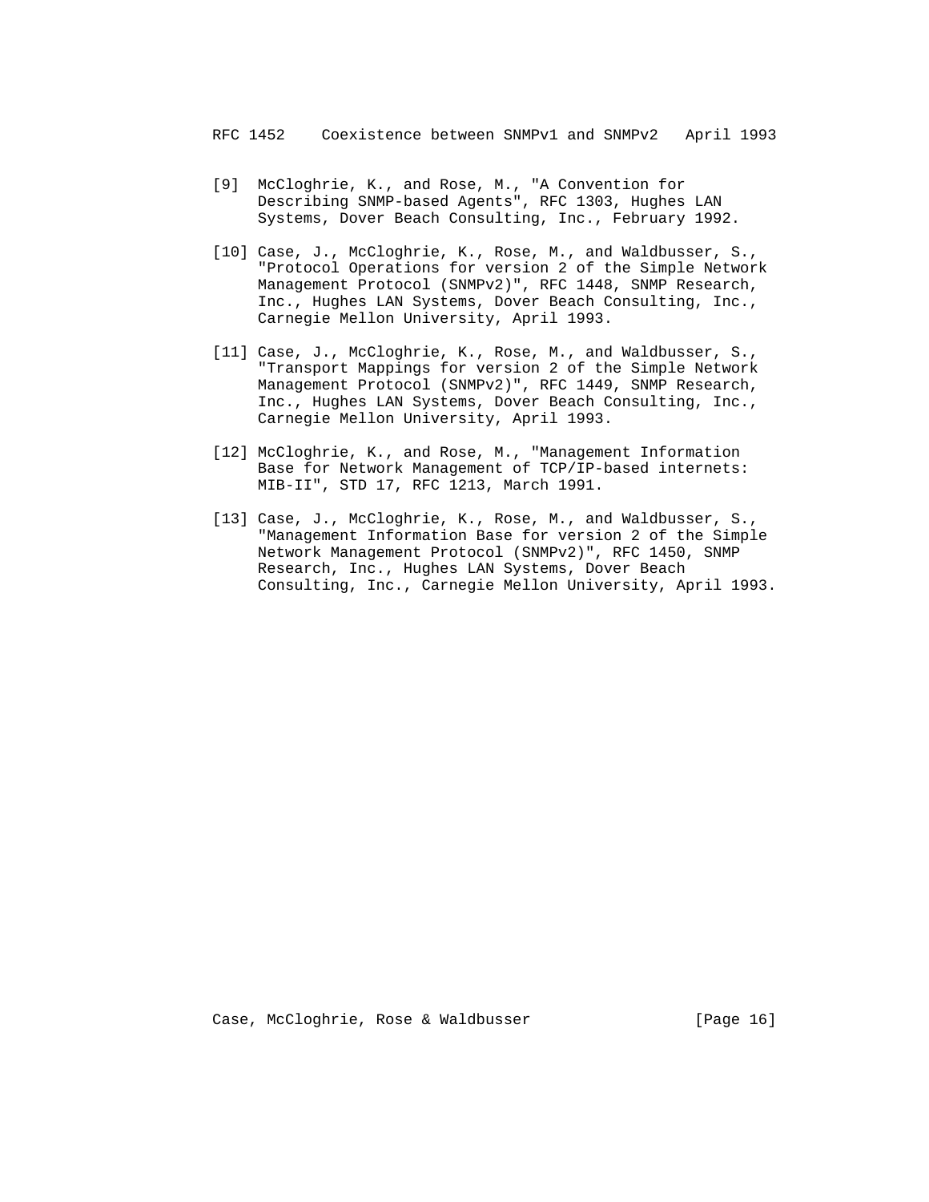[9] McCloghrie, K., and Rose, M., "A Convention for Describing SNMP-based Agents", RFC 1303, Hughes LAN Systems, Dover Beach Consulting, Inc., February 1992.

[10] Case, J., McCloghrie, K., Rose, M., and Waldbusser, S., "Protocol Operations for version 2 of the Simple Network Management Protocol (SNMPv2)", RFC 1448, SNMP Research, Inc., Hughes LAN Systems, Dover Beach Consulting, Inc., Carnegie Mellon University, April 1993.

[11] Case, J., McCloghrie, K., Rose, M., and Waldbusser, S., "Transport Mappings for version 2 of the Simple Network Management Protocol (SNMPv2)", RFC 1449, SNMP Research, Inc., Hughes LAN Systems, Dover Beach Consulting, Inc., Carnegie Mellon University, April 1993.

[12] McCloghrie, K., and Rose, M., "Management Information Base for Network Management of TCP/IP-based internets: MIB-II", STD 17, RFC 1213, March 1991.

[13] Case, J., McCloghrie, K., Rose, M., and Waldbusser, S., "Management Information Base for version 2 of the Simple Network Management Protocol (SNMPv2)", RFC 1450, SNMP Research, Inc., Hughes LAN Systems, Dover Beach Consulting, Inc., Carnegie Mellon University, April 1993.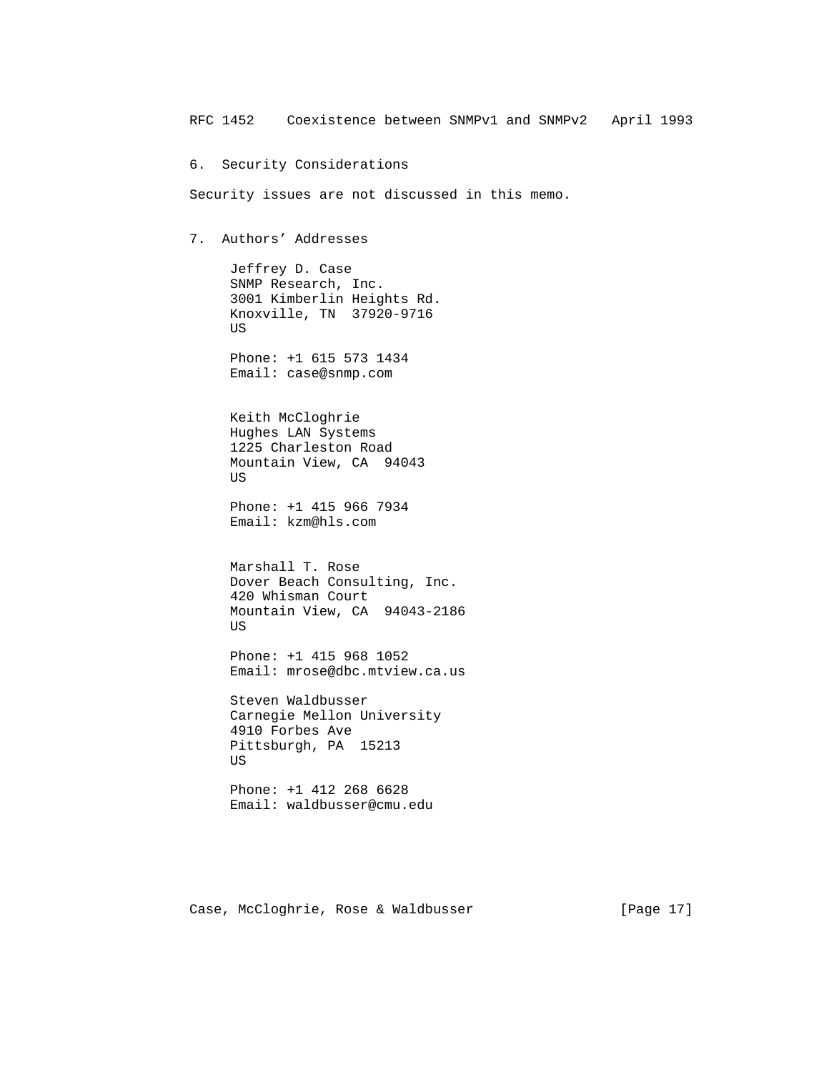## 6. Security Considerations

Security issues are not discussed in this memo.

## 7. Authors' Addresses

Jeffrey D. Case
SNMP Research, Inc.
3001 Kimberlin Heights Rd.
Knoxville, TN 37920-9716
US

Phone: +1 615 573 1434
Email: case@snmp.com

Keith McCloghrie
Hughes LAN Systems
1225 Charleston Road
Mountain View, CA 94043
US

Phone: +1 415 966 7934
Email: kzm@hls.com

Marshall T. Rose
Dover Beach Consulting, Inc.
420 Whisman Court
Mountain View, CA 94043-2186
US

Phone: +1 415 968 1052
Email: mrose@dbc.mtview.ca.us

Steven Waldbusser
Carnegie Mellon University
4910 Forbes Ave
Pittsburgh, PA 15213
US

Phone: +1 412 268 6628
Email: waldbusser@cmu.edu